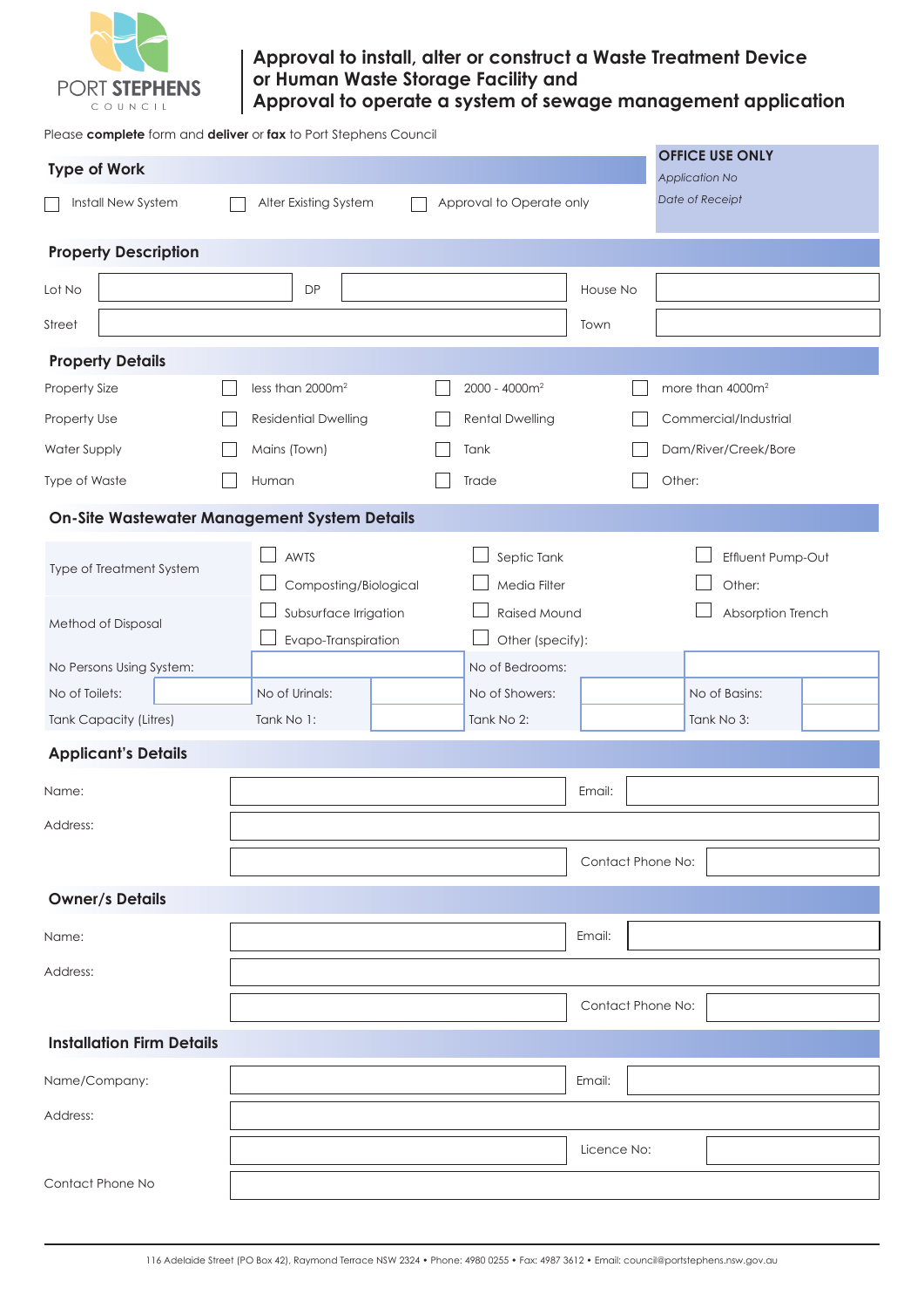PORT STEPHENS COUNCIL

# Approval to install, alter or construct a Waste Treatment Device or Human Waste Storage Facility and Approval to operate a system of sewage management application

Please **complete** form and **deliver** or **fax** to Port Stephens Council

**OFFICE USE ONLY**

*Application No*

*Date of Receipt*

## Type of Work

☐ Install New System ☐ Alter Existing System ☐ Approval to Operate only

## Property Description

| Lot No | | DP | | House No | |
|---|---|---|---|---|---|
| Street | | | | Town | |

## Property Details

| | | | |
|---|---|---|---|
| Property Size | ☐ less than 2000m² | ☐ 2000 - 4000m² | ☐ more than 4000m² |
| Property Use | ☐ Residential Dwelling | ☐ Rental Dwelling | ☐ Commercial/Industrial |
| Water Supply | ☐ Mains (Town) | ☐ Tank | ☐ Dam/River/Creek/Bore |
| Type of Waste | ☐ Human | ☐ Trade | ☐ Other: |

## On-Site Wastewater Management System Details

| | | | |
|---|---|---|---|
| Type of Treatment System | ☐ AWTS | ☐ Septic Tank | ☐ Effluent Pump-Out |
| | ☐ Composting/Biological | ☐ Media Filter | ☐ Other: |
| Method of Disposal | ☐ Subsurface Irrigation | ☐ Raised Mound | ☐ Absorption Trench |
| | ☐ Evapo-Transpiration | ☐ Other (specify): | |

| | | | | | | | |
|---|---|---|---|---|---|---|---|
| No Persons Using System: | | | | No of Bedrooms: | | | |
| No of Toilets: | | No of Urinals: | | No of Showers: | | No of Basins: | |
| Tank Capacity (Litres) | | Tank No 1: | | Tank No 2: | | Tank No 3: | |

## Applicant's Details

| | | | |
|---|---|---|---|
| Name: | | Email: | |
| Address: | | | |
| | | Contact Phone No: | |

## Owner/s Details

| | | | |
|---|---|---|---|
| Name: | | Email: | |
| Address: | | | |
| | | Contact Phone No: | |

## Installation Firm Details

| | | | |
|---|---|---|---|
| Name/Company: | | Email: | |
| Address: | | | |
| | | Licence No: | |
| Contact Phone No | | | |

116 Adelaide Street (PO Box 42), Raymond Terrace NSW 2324 • Phone: 4980 0255 • Fax: 4987 3612 • Email: council@portstephens.nsw.gov.au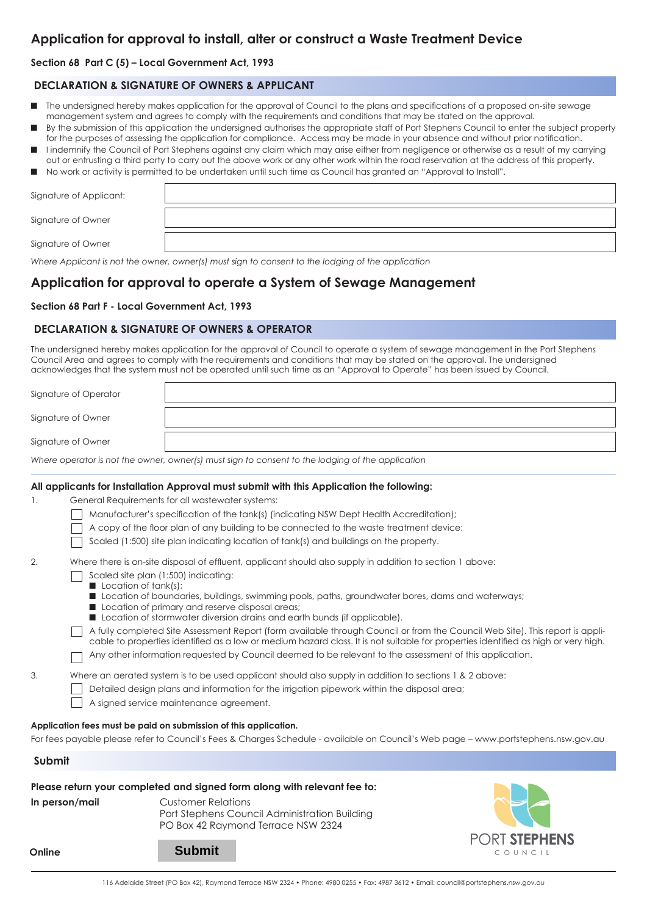## Application for approval to install, alter or construct a Waste Treatment Device

**Section 68 Part C (5) – Local Government Act, 1993**

### DECLARATION & SIGNATURE OF OWNERS & APPLICANT

- The undersigned hereby makes application for the approval of Council to the plans and specifications of a proposed on-site sewage management system and agrees to comply with the requirements and conditions that may be stated on the approval.
- By the submission of this application the undersigned authorises the appropriate staff of Port Stephens Council to enter the subject property for the purposes of assessing the application for compliance. Access may be made in your absence and without prior notification.
- I indemnify the Council of Port Stephens against any claim which may arise either from negligence or otherwise as a result of my carrying out or entrusting a third party to carry out the above work or any other work within the road reservation at the address of this property.
- No work or activity is permitted to be undertaken until such time as Council has granted an "Approval to Install".

| | |
|---|---|
| Signature of Applicant: | |
| Signature of Owner | |
| Signature of Owner | |

*Where Applicant is not the owner, owner(s) must sign to consent to the lodging of the application*

## Application for approval to operate a System of Sewage Management

**Section 68 Part F - Local Government Act, 1993**

### DECLARATION & SIGNATURE OF OWNERS & OPERATOR

The undersigned hereby makes application for the approval of Council to operate a system of sewage management in the Port Stephens Council Area and agrees to comply with the requirements and conditions that may be stated on the approval. The undersigned acknowledges that the system must not be operated until such time as an "Approval to Operate" has been issued by Council.

| | |
|---|---|
| Signature of Operator | |
| Signature of Owner | |
| Signature of Owner | |

*Where operator is not the owner, owner(s) must sign to consent to the lodging of the application*

**All applicants for Installation Approval must submit with this Application the following:**

1. General Requirements for all wastewater systems:
   - ☐ Manufacturer's specification of the tank(s) (indicating NSW Dept Health Accreditation);
   - ☐ A copy of the floor plan of any building to be connected to the waste treatment device;
   - ☐ Scaled (1:500) site plan indicating location of tank(s) and buildings on the property.
2. Where there is on-site disposal of effluent, applicant should also supply in addition to section 1 above:
   - ☐ Scaled site plan (1:500) indicating:
     - Location of tank(s);
     - Location of boundaries, buildings, swimming pools, paths, groundwater bores, dams and waterways;
     - Location of primary and reserve disposal areas;
     - Location of stormwater diversion drains and earth bunds (if applicable).
   - ☐ A fully completed Site Assessment Report (form available through Council or from the Council Web Site). This report is applicable to properties identified as a low or medium hazard class. It is not suitable for properties identified as high or very high.
   - ☐ Any other information requested by Council deemed to be relevant to the assessment of this application.
3. Where an aerated system is to be used applicant should also supply in addition to sections 1 & 2 above:
   - ☐ Detailed design plans and information for the irrigation pipework within the disposal area;
   - ☐ A signed service maintenance agreement.

**Application fees must be paid on submission of this application.**

For fees payable please refer to Council's Fees & Charges Schedule - available on Council's Web page – www.portstephens.nsw.gov.au

### Submit

**Please return your completed and signed form along with relevant fee to:**

**In person/mail**
Customer Relations
Port Stephens Council Administration Building
PO Box 42 Raymond Terrace NSW 2324

**Online** Submit

PORT STEPHENS COUNCIL

116 Adelaide Street (PO Box 42), Raymond Terrace NSW 2324 • Phone: 4980 0255 • Fax: 4987 3612 • Email: council@portstephens.nsw.gov.au